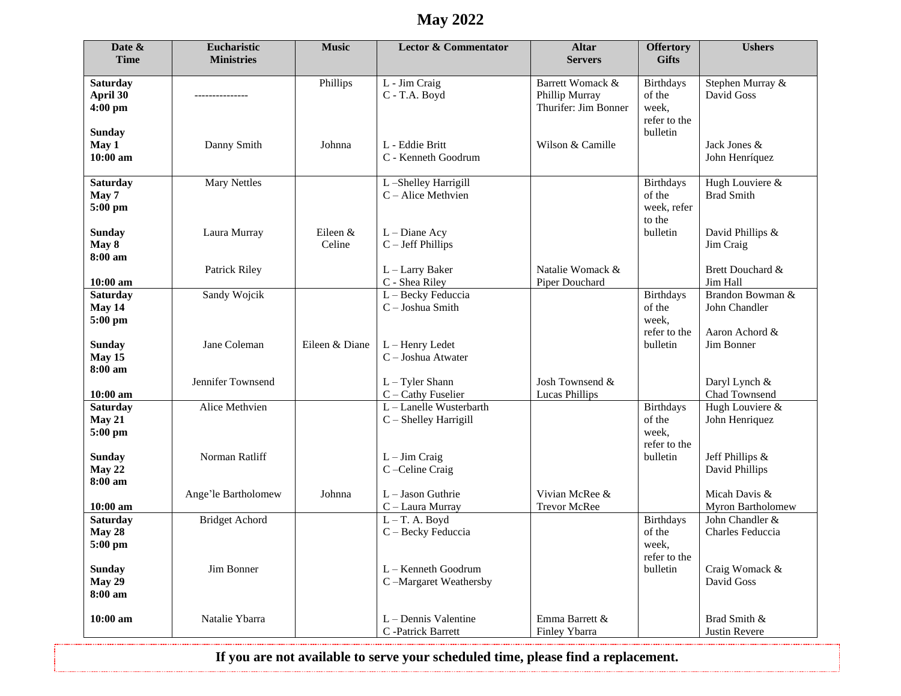# May 2022

| Date & Time | Eucharistic Ministries | Music | Lector & Commentator | Altar Servers | Offertory Gifts | Ushers |
|---|---|---|---|---|---|---|
| **Saturday April 30 4:00 pm** | --------------- | Phillips | L - Jim Craig<br>C - T.A. Boyd | Barrett Womack & Phillip Murray<br>Thurifer: Jim Bonner | Birthdays of the week, refer to the bulletin | Stephen Murray & David Goss |
| **Sunday May 1 10:00 am** | Danny Smith | Johnna | L - Eddie Britt<br>C - Kenneth Goodrum | Wilson & Camille | | Jack Jones & John Henríquez |
| **Saturday May 7 5:00 pm** | Mary Nettles | | L –Shelley Harrigill<br>C – Alice Methvien | | Birthdays of the week, refer to the bulletin | Hugh Louviere & Brad Smith |
| **Sunday May 8 8:00 am** | Laura Murray | Eileen & Celine | L – Diane Acy<br>C – Jeff Phillips | | | David Phillips & Jim Craig |
| **10:00 am** | Patrick Riley | | L – Larry Baker<br>C - Shea Riley | Natalie Womack & Piper Douchard | | Brett Douchard & Jim Hall |
| **Saturday May 14 5:00 pm** | Sandy Wojcik | | L – Becky Feduccia<br>C – Joshua Smith | | Birthdays of the week, refer to the bulletin | Brandon Bowman & John Chandler |
| **Sunday May 15 8:00 am** | Jane Coleman | Eileen & Diane | L – Henry Ledet<br>C – Joshua Atwater | | | Aaron Achord & Jim Bonner |
| **10:00 am** | Jennifer Townsend | | L – Tyler Shann<br>C – Cathy Fuselier | Josh Townsend & Lucas Phillips | | Daryl Lynch & Chad Townsend |
| **Saturday May 21 5:00 pm** | Alice Methvien | | L – Lanelle Wusterbarth<br>C – Shelley Harrigill | | Birthdays of the week, refer to the bulletin | Hugh Louviere & John Henriquez |
| **Sunday May 22 8:00 am** | Norman Ratliff | | L – Jim Craig<br>C –Celine Craig | | | Jeff Phillips & David Phillips |
| **10:00 am** | Ange'le Bartholomew | Johnna | L – Jason Guthrie<br>C – Laura Murray | Vivian McRee & Trevor McRee | | Micah Davis & Myron Bartholomew |
| **Saturday May 28 5:00 pm** | Bridget Achord | | L – T. A. Boyd<br>C – Becky Feduccia | | Birthdays of the week, refer to the bulletin | John Chandler & Charles Feduccia |
| **Sunday May 29 8:00 am** | Jim Bonner | | L – Kenneth Goodrum<br>C –Margaret Weathersby | | | Craig Womack & David Goss |
| **10:00 am** | Natalie Ybarra | | L – Dennis Valentine<br>C -Patrick Barrett | Emma Barrett & Finley Ybarra | | Brad Smith & Justin Revere |

**If you are not available to serve your scheduled time, please find a replacement.**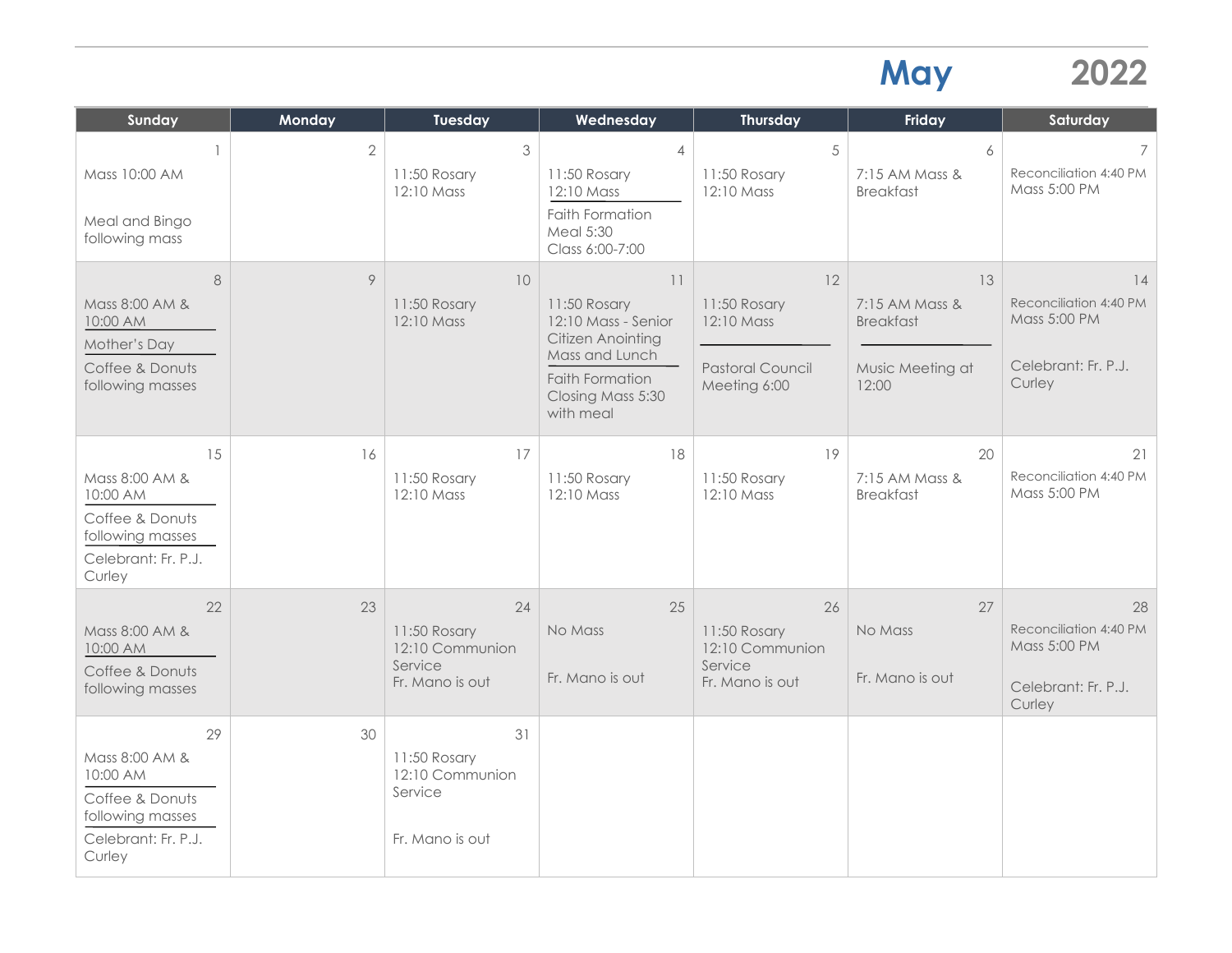# May 2022

| Sunday | Monday | Tuesday | Wednesday | Thursday | Friday | Saturday |
| --- | --- | --- | --- | --- | --- | --- |
| 1<br>Mass 10:00 AM<br>Meal and Bingo following mass | 2 | 3<br>11:50 Rosary<br>12:10 Mass | 4<br>11:50 Rosary<br>12:10 Mass<br>Faith Formation<br>Meal 5:30<br>Class 6:00-7:00 | 5<br>11:50 Rosary<br>12:10 Mass | 6<br>7:15 AM Mass & Breakfast | 7<br>Reconciliation 4:40 PM<br>Mass 5:00 PM |
| 8<br>Mass 8:00 AM & 10:00 AM<br>Mother's Day<br>Coffee & Donuts following masses | 9 | 10<br>11:50 Rosary<br>12:10 Mass | 11<br>11:50 Rosary<br>12:10 Mass - Senior Citizen Anointing Mass and Lunch<br>Faith Formation Closing Mass 5:30 with meal | 12<br>11:50 Rosary<br>12:10 Mass<br>Pastoral Council Meeting 6:00 | 13<br>7:15 AM Mass & Breakfast<br>Music Meeting at 12:00 | 14<br>Reconciliation 4:40 PM<br>Mass 5:00 PM<br>Celebrant: Fr. P.J. Curley |
| 15<br>Mass 8:00 AM & 10:00 AM<br>Coffee & Donuts following masses<br>Celebrant: Fr. P.J. Curley | 16 | 17<br>11:50 Rosary<br>12:10 Mass | 18<br>11:50 Rosary<br>12:10 Mass | 19<br>11:50 Rosary<br>12:10 Mass | 20<br>7:15 AM Mass & Breakfast | 21<br>Reconciliation 4:40 PM<br>Mass 5:00 PM |
| 22<br>Mass 8:00 AM & 10:00 AM<br>Coffee & Donuts following masses | 23 | 24<br>11:50 Rosary<br>12:10 Communion Service<br>Fr. Mano is out | 25<br>No Mass<br>Fr. Mano is out | 26<br>11:50 Rosary<br>12:10 Communion Service<br>Fr. Mano is out | 27<br>No Mass<br>Fr. Mano is out | 28<br>Reconciliation 4:40 PM<br>Mass 5:00 PM<br>Celebrant: Fr. P.J. Curley |
| 29<br>Mass 8:00 AM & 10:00 AM<br>Coffee & Donuts following masses<br>Celebrant: Fr. P.J. Curley | 30 | 31<br>11:50 Rosary<br>12:10 Communion Service<br>Fr. Mano is out | | | | |